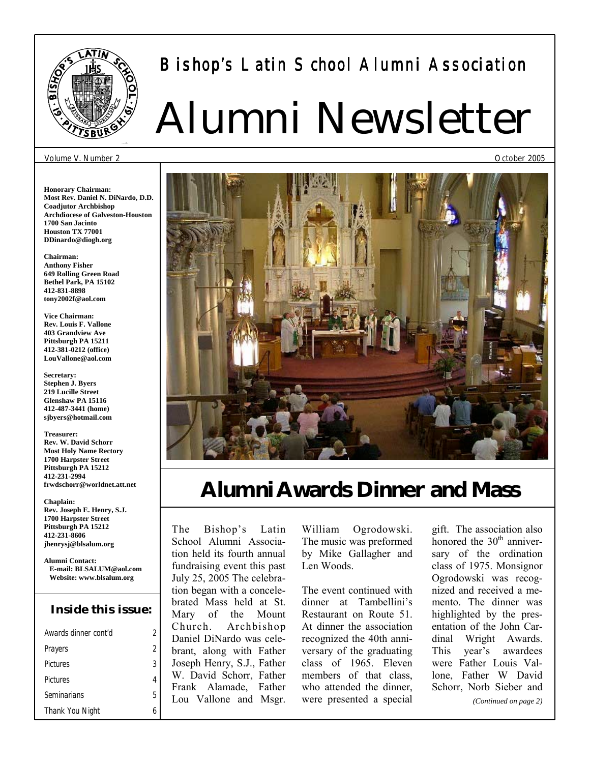# Bishop's Latin School Alumni Association

# Alumni Newsletter

Volume V. Number 2

October 2005

**Honorary Chairman:**
**Most Rev. Daniel N. DiNardo, D.D.**
**Coadjutor Archbishop**
**Archdiocese of Galveston-Houston**
**1700 San Jacinto**
**Houston TX 77001**
**DDinardo@diogh.org**

**Chairman:**
**Anthony Fisher**
**649 Rolling Green Road**
**Bethel Park, PA 15102**
**412-831-8898**
**tony2002f@aol.com**

**Vice Chairman:**
**Rev. Louis F. Vallone**
**403 Grandview Ave**
**Pittsburgh PA 15211**
**412-381-0212 (office)**
**LouVallone@aol.com**

**Secretary:**
**Stephen J. Byers**
**219 Lucille Street**
**Glenshaw PA 15116**
**412-487-3441 (home)**
**sjbyers@hotmail.com**

**Treasurer:**
**Rev. W. David Schorr**
**Most Holy Name Rectory**
**1700 Harpster Street**
**Pittsburgh PA 15212**
**412-231-2994**
**frwdschorr@worldnet.att.net**

**Chaplain:**
**Rev. Joseph E. Henry, S.J.**
**1700 Harpster Street**
**Pittsburgh PA 15212**
**412-231-8606**
**jhenrysj@blsalum.org**

**Alumni Contact:**
**E-mail: BLSALUM@aol.com**
**Website: www.blsalum.org**

### Inside this issue:

| | |
|---|---|
| Awards dinner cont'd | 2 |
| Prayers | 2 |
| Pictures | 3 |
| Pictures | 4 |
| Seminarians | 5 |
| Thank You Night | 6 |

## Alumni Awards Dinner and Mass

The Bishop's Latin School Alumni Association held its fourth annual fundraising event this past July 25, 2005 The celebration began with a concelebrated Mass held at St. Mary of the Mount Church. Archbishop Daniel DiNardo was celebrant, along with Father Joseph Henry, S.J., Father W. David Schorr, Father Frank Alamade, Father Lou Vallone and Msgr. William Ogrodowski. The music was preformed by Mike Gallagher and Len Woods.

The event continued with dinner at Tambellini's Restaurant on Route 51. At dinner the association recognized the 40th anniversary of the graduating class of 1965. Eleven members of that class, who attended the dinner, were presented a special gift. The association also honored the 30th anniversary of the ordination class of 1975. Monsignor Ogrodowski was recognized and received a memento. The dinner was highlighted by the presentation of the John Cardinal Wright Awards. This year's awardees were Father Louis Vallone, Father W David Schorr, Norb Sieber and

*(Continued on page 2)*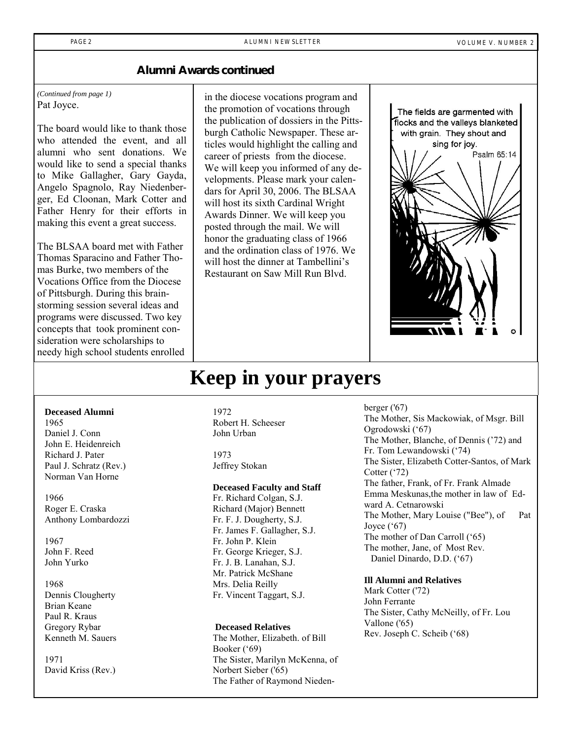## Alumni Awards continued

*(Continued from page 1)*
Pat Joyce.

The board would like to thank those who attended the event, and all alumni who sent donations. We would like to send a special thanks to Mike Gallagher, Gary Gayda, Angelo Spagnolo, Ray Niedenberger, Ed Cloonan, Mark Cotter and Father Henry for their efforts in making this event a great success.

The BLSAA board met with Father Thomas Sparacino and Father Thomas Burke, two members of the Vocations Office from the Diocese of Pittsburgh. During this brainstorming session several ideas and programs were discussed. Two key concepts that took prominent consideration were scholarships to needy high school students enrolled in the diocese vocations program and the promotion of vocations through the publication of dossiers in the Pittsburgh Catholic Newspaper. These articles would highlight the calling and career of priests from the diocese. We will keep you informed of any developments. Please mark your calendars for April 30, 2006. The BLSAA will host its sixth Cardinal Wright Awards Dinner. We will keep you posted through the mail. We will honor the graduating class of 1966 and the ordination class of 1976. We will host the dinner at Tambellini's Restaurant on Saw Mill Run Blvd.

The fields are garmented with flocks and the valleys blanketed with grain. They shout and sing for joy.
Psalm 65:14

# Keep in your prayers

**Deceased Alumni**

1965
Daniel J. Conn
John E. Heidenreich
Richard J. Pater
Paul J. Schratz (Rev.)
Norman Van Horne

1966
Roger E. Craska
Anthony Lombardozzi

1967
John F. Reed
John Yurko

1968
Dennis Clougherty
Brian Keane
Paul R. Kraus
Gregory Rybar
Kenneth M. Sauers

1971
David Kriss (Rev.)

1972
Robert H. Scheeser
John Urban

1973
Jeffrey Stokan

**Deceased Faculty and Staff**

Fr. Richard Colgan, S.J.
Richard (Major) Bennett
Fr. F. J. Dougherty, S.J.
Fr. James F. Gallagher, S.J.
Fr. John P. Klein
Fr. George Krieger, S.J.
Fr. J. B. Lanahan, S.J.
Mr. Patrick McShane
Mrs. Delia Reilly
Fr. Vincent Taggart, S.J.

**Deceased Relatives**

The Mother, Elizabeth. of Bill Booker ('69)
The Sister, Marilyn McKenna, of Norbert Sieber ('65)
The Father of Raymond Niedenberger ('67)
The Mother, Sis Mackowiak, of Msgr. Bill Ogrodowski ('67)
The Mother, Blanche, of Dennis ('72) and Fr. Tom Lewandowski ('74)
The Sister, Elizabeth Cotter-Santos, of Mark Cotter ('72)
The father, Frank, of Fr. Frank Almade
Emma Meskunas,the mother in law of Edward A. Cetnarowski
The Mother, Mary Louise ("Bee"), of Pat Joyce ('67)
The mother of Dan Carroll ('65)
The mother, Jane, of Most Rev. Daniel Dinardo, D.D. ('67)

**Ill Alumni and Relatives**

Mark Cotter ('72)
John Ferrante
The Sister, Cathy McNeilly, of Fr. Lou Vallone ('65)
Rev. Joseph C. Scheib ('68)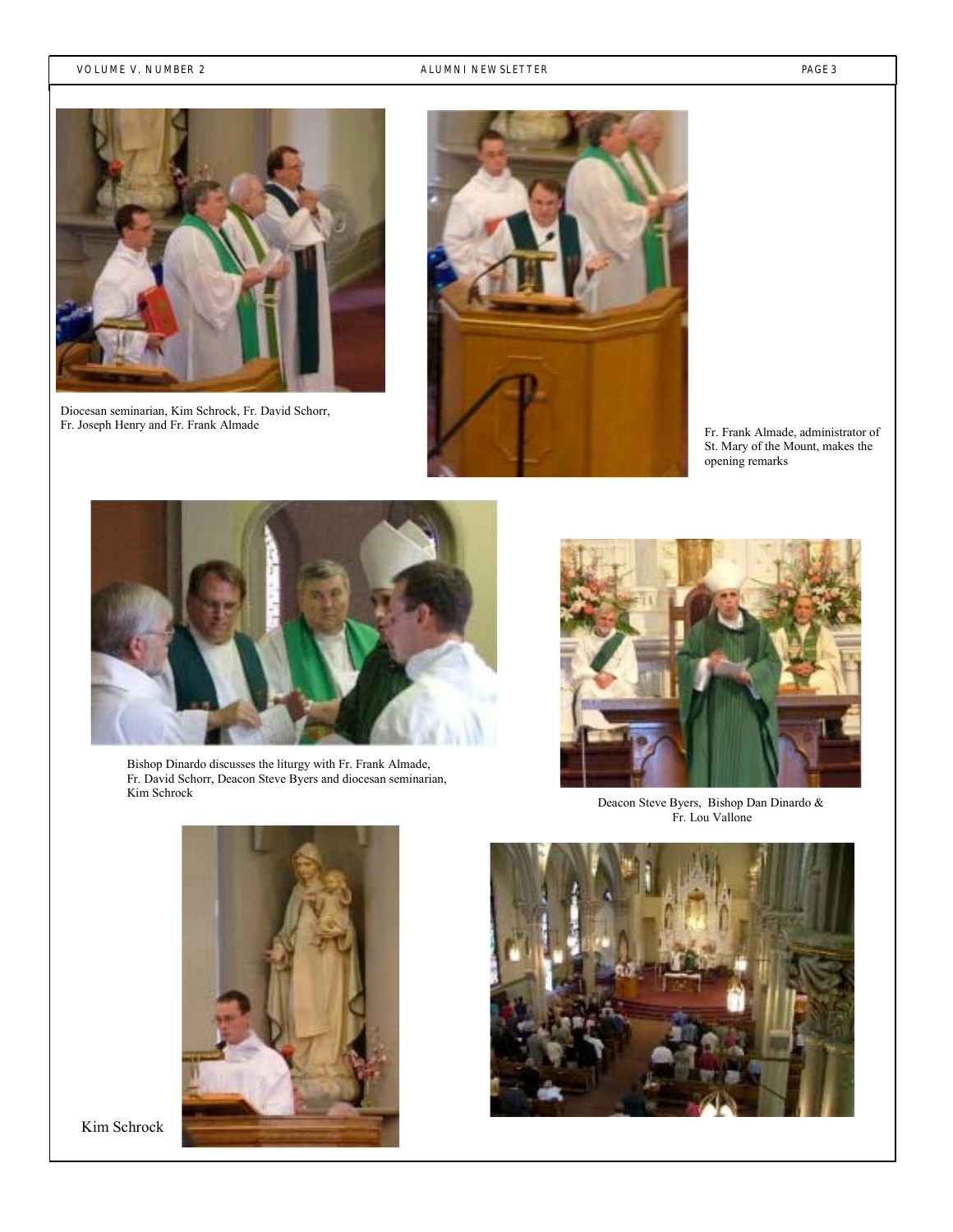Diocesan seminarian, Kim Schrock, Fr. David Schorr, Fr. Joseph Henry and Fr. Frank Almade

Fr. Frank Almade, administrator of St. Mary of the Mount, makes the opening remarks

Bishop Dinardo discusses the liturgy with Fr. Frank Almade, Fr. David Schorr, Deacon Steve Byers and diocesan seminarian, Kim Schrock

Deacon Steve Byers, Bishop Dan Dinardo & Fr. Lou Vallone

Kim Schrock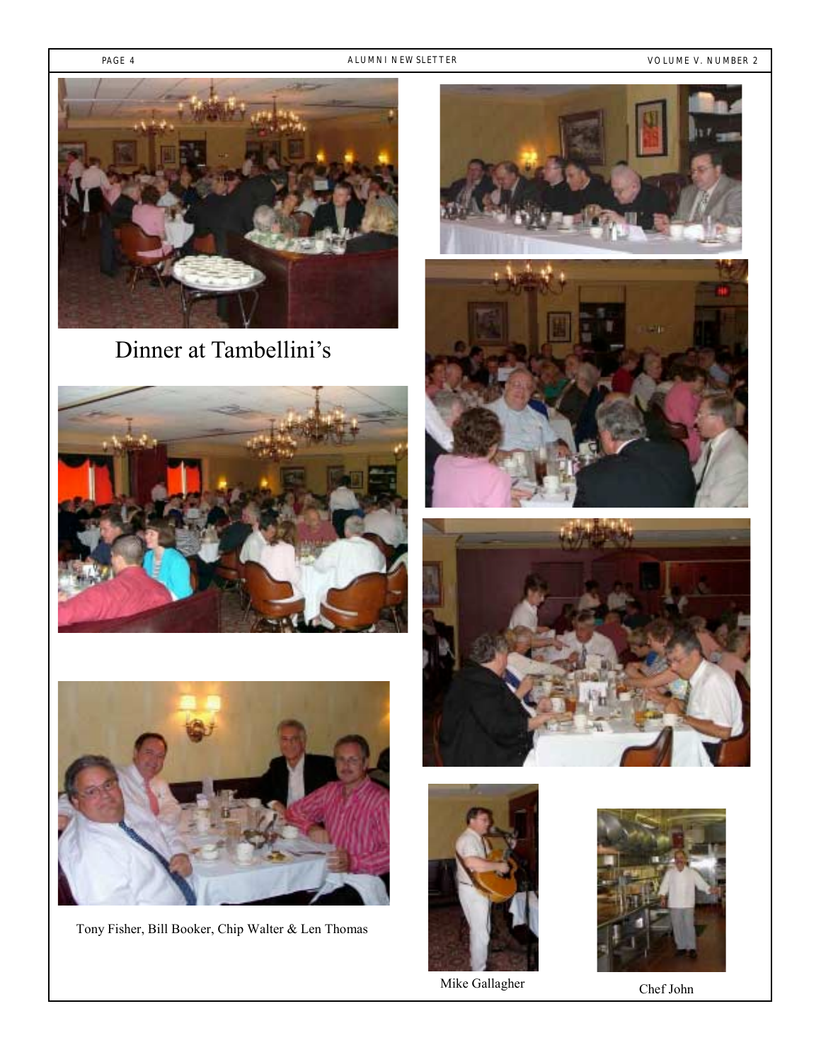# Dinner at Tambellini's

Tony Fisher, Bill Booker, Chip Walter & Len Thomas

Mike Gallagher

Chef John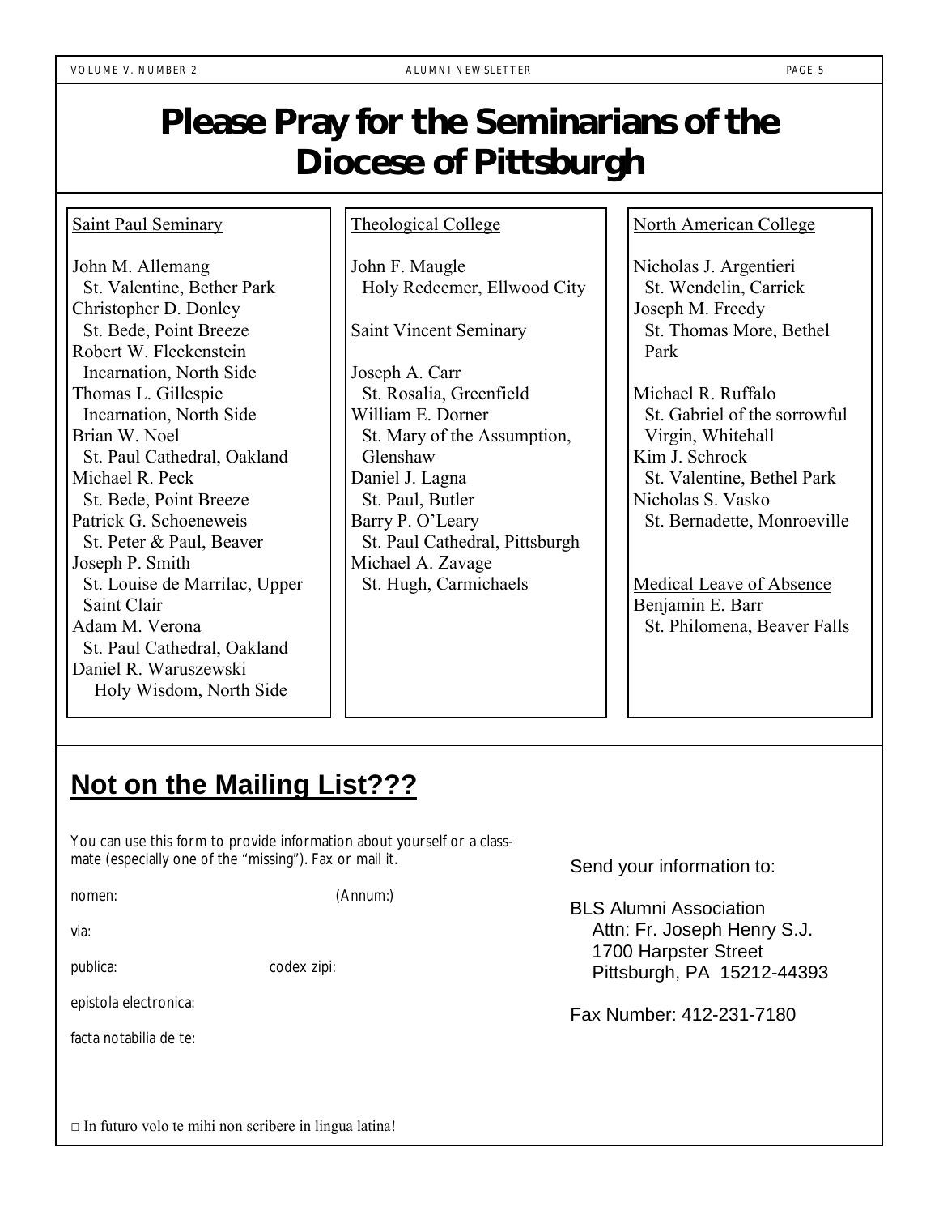# Please Pray for the Seminarians of the Diocese of Pittsburgh

Saint Paul Seminary

John M. Allemang
St. Valentine, Bether Park
Christopher D. Donley
St. Bede, Point Breeze
Robert W. Fleckenstein
Incarnation, North Side
Thomas L. Gillespie
Incarnation, North Side
Brian W. Noel
St. Paul Cathedral, Oakland
Michael R. Peck
St. Bede, Point Breeze
Patrick G. Schoeneweis
St. Peter & Paul, Beaver
Joseph P. Smith
St. Louise de Marrilac, Upper Saint Clair
Adam M. Verona
St. Paul Cathedral, Oakland
Daniel R. Waruszewski
Holy Wisdom, North Side

Theological College

John F. Maugle
Holy Redeemer, Ellwood City

Saint Vincent Seminary

Joseph A. Carr
St. Rosalia, Greenfield
William E. Dorner
St. Mary of the Assumption, Glenshaw
Daniel J. Lagna
St. Paul, Butler
Barry P. O'Leary
St. Paul Cathedral, Pittsburgh
Michael A. Zavage
St. Hugh, Carmichaels

North American College

Nicholas J. Argentieri
St. Wendelin, Carrick
Joseph M. Freedy
St. Thomas More, Bethel Park

Michael R. Ruffalo
St. Gabriel of the sorrowful Virgin, Whitehall
Kim J. Schrock
St. Valentine, Bethel Park
Nicholas S. Vasko
St. Bernadette, Monroeville

Medical Leave of Absence
Benjamin E. Barr
St. Philomena, Beaver Falls

## Not on the Mailing List???

You can use this form to provide information about yourself or a classmate (especially one of the "missing"). Fax or mail it.

nomen: (Annum:)

via:

publica: codex zipi:

epistola electronica:

facta notabilia de te:

□ In futuro volo te mihi non scribere in lingua latina!

Send your information to:

BLS Alumni Association
Attn: Fr. Joseph Henry S.J.
1700 Harpster Street
Pittsburgh, PA 15212-44393

Fax Number: 412-231-7180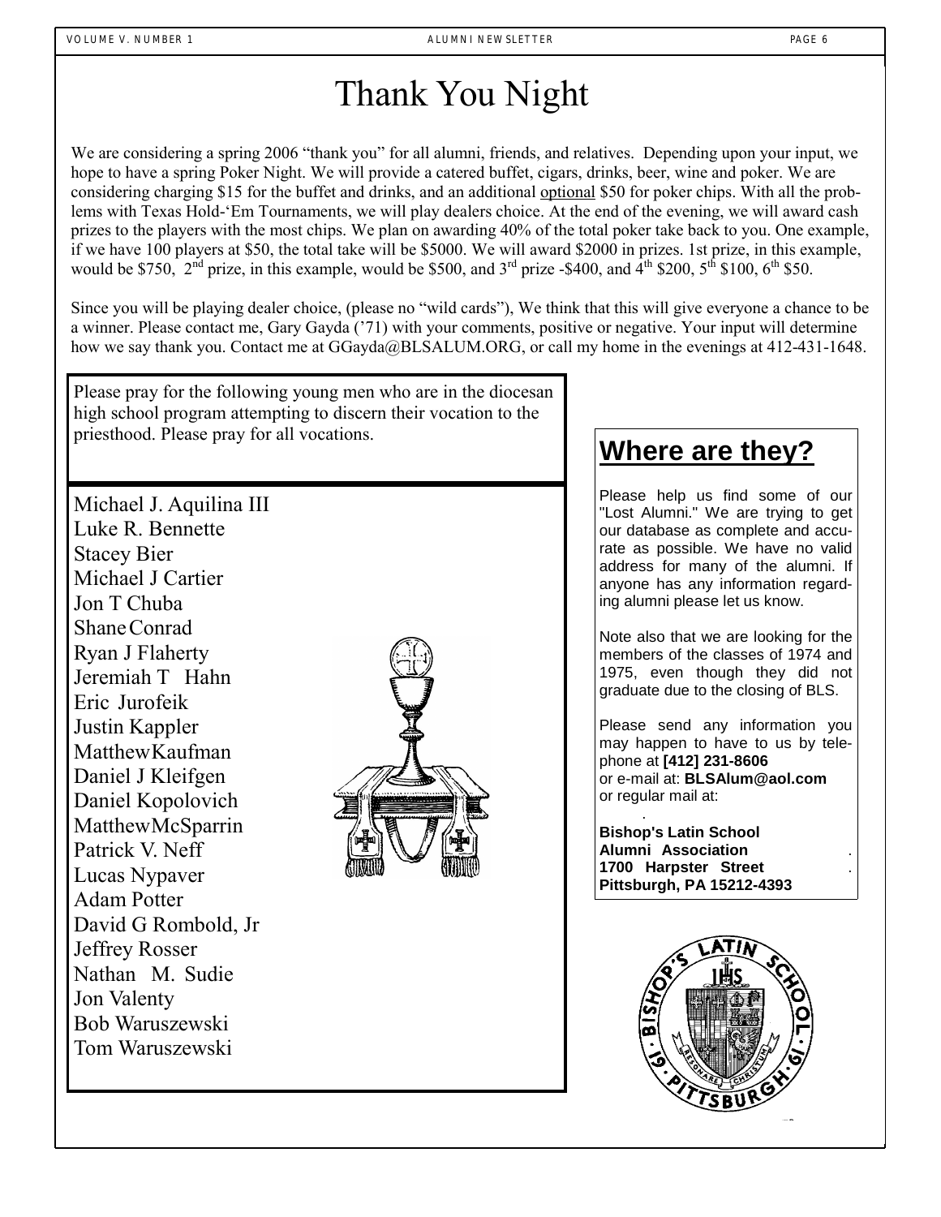# Thank You Night

We are considering a spring 2006 "thank you" for all alumni, friends, and relatives. Depending upon your input, we hope to have a spring Poker Night. We will provide a catered buffet, cigars, drinks, beer, wine and poker. We are considering charging $15 for the buffet and drinks, and an additional <u>optional</u> $50 for poker chips. With all the problems with Texas Hold-'Em Tournaments, we will play dealers choice. At the end of the evening, we will award cash prizes to the players with the most chips. We plan on awarding 40% of the total poker take back to you. One example, if we have 100 players at $50, the total take will be $5000. We will award $2000 in prizes. 1st prize, in this example, would be $750, 2nd prize, in this example, would be $500, and 3rd prize -$400, and 4th $200, 5th $100, 6th $50.

Since you will be playing dealer choice, (please no "wild cards"), We think that this will give everyone a chance to be a winner. Please contact me, Gary Gayda ('71) with your comments, positive or negative. Your input will determine how we say thank you. Contact me at GGayda@BLSALUM.ORG, or call my home in the evenings at 412-431-1648.

Please pray for the following young men who are in the diocesan high school program attempting to discern their vocation to the priesthood. Please pray for all vocations.

Michael J. Aquilina III
Luke R. Bennette
Stacey Bier
Michael J Cartier
Jon T Chuba
Shane Conrad
Ryan J Flaherty
Jeremiah T Hahn
Eric Jurofeik
Justin Kappler
Matthew Kaufman
Daniel J Kleifgen
Daniel Kopolovich
Matthew McSparrin
Patrick V. Neff
Lucas Nypaver
Adam Potter
David G Rombold, Jr
Jeffrey Rosser
Nathan M. Sudie
Jon Valenty
Bob Waruszewski
Tom Waruszewski

## Where are they?

Please help us find some of our "Lost Alumni." We are trying to get our database as complete and accurate as possible. We have no valid address for many of the alumni. If anyone has any information regarding alumni please let us know.

Note also that we are looking for the members of the classes of 1974 and 1975, even though they did not graduate due to the closing of BLS.

Please send any information you may happen to have to us by telephone at **[412] 231-8606**
or e-mail at: **BLSAlum@aol.com**
or regular mail at:

**Bishop's Latin School**
**Alumni Association**
**1700 Harpster Street**
**Pittsburgh, PA 15212-4393**